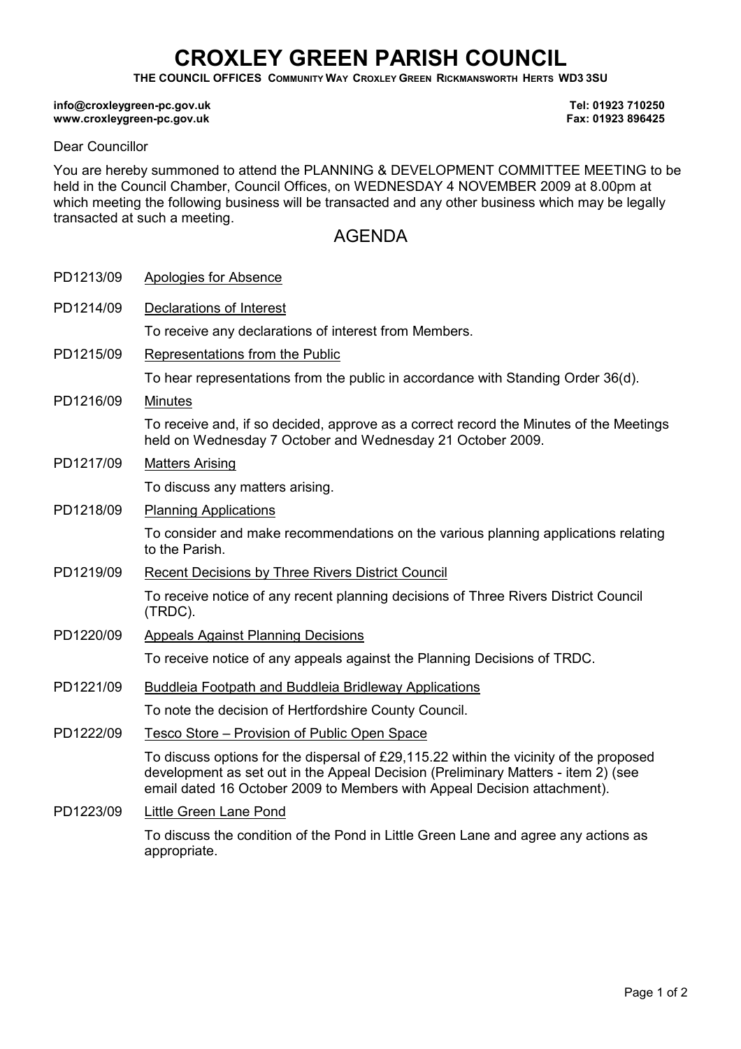# CROXLEY GREEN PARISH COUNCIL

**THE COUNCIL OFFICES COMMUNITY WAY CROXLEY GREEN RICKMANSWORTH HERTS WD3 3SU**

**info@croxleygreen-pc.gov.uk**
**www.croxleygreen-pc.gov.uk**

**Tel: 01923 710250**
**Fax: 01923 896425**

Dear Councillor

You are hereby summoned to attend the PLANNING & DEVELOPMENT COMMITTEE MEETING to be held in the Council Chamber, Council Offices, on WEDNESDAY 4 NOVEMBER 2009 at 8.00pm at which meeting the following business will be transacted and any other business which may be legally transacted at such a meeting.

## AGENDA

PD1213/09 Apologies for Absence

PD1214/09 Declarations of Interest

To receive any declarations of interest from Members.

PD1215/09 Representations from the Public

To hear representations from the public in accordance with Standing Order 36(d).

PD1216/09 Minutes

To receive and, if so decided, approve as a correct record the Minutes of the Meetings held on Wednesday 7 October and Wednesday 21 October 2009.

PD1217/09 Matters Arising

To discuss any matters arising.

PD1218/09 Planning Applications

To consider and make recommendations on the various planning applications relating to the Parish.

PD1219/09 Recent Decisions by Three Rivers District Council

To receive notice of any recent planning decisions of Three Rivers District Council (TRDC).

PD1220/09 Appeals Against Planning Decisions

To receive notice of any appeals against the Planning Decisions of TRDC.

PD1221/09 Buddleia Footpath and Buddleia Bridleway Applications

To note the decision of Hertfordshire County Council.

PD1222/09 Tesco Store – Provision of Public Open Space

To discuss options for the dispersal of £29,115.22 within the vicinity of the proposed development as set out in the Appeal Decision (Preliminary Matters - item 2) (see email dated 16 October 2009 to Members with Appeal Decision attachment).

PD1223/09 Little Green Lane Pond

To discuss the condition of the Pond in Little Green Lane and agree any actions as appropriate.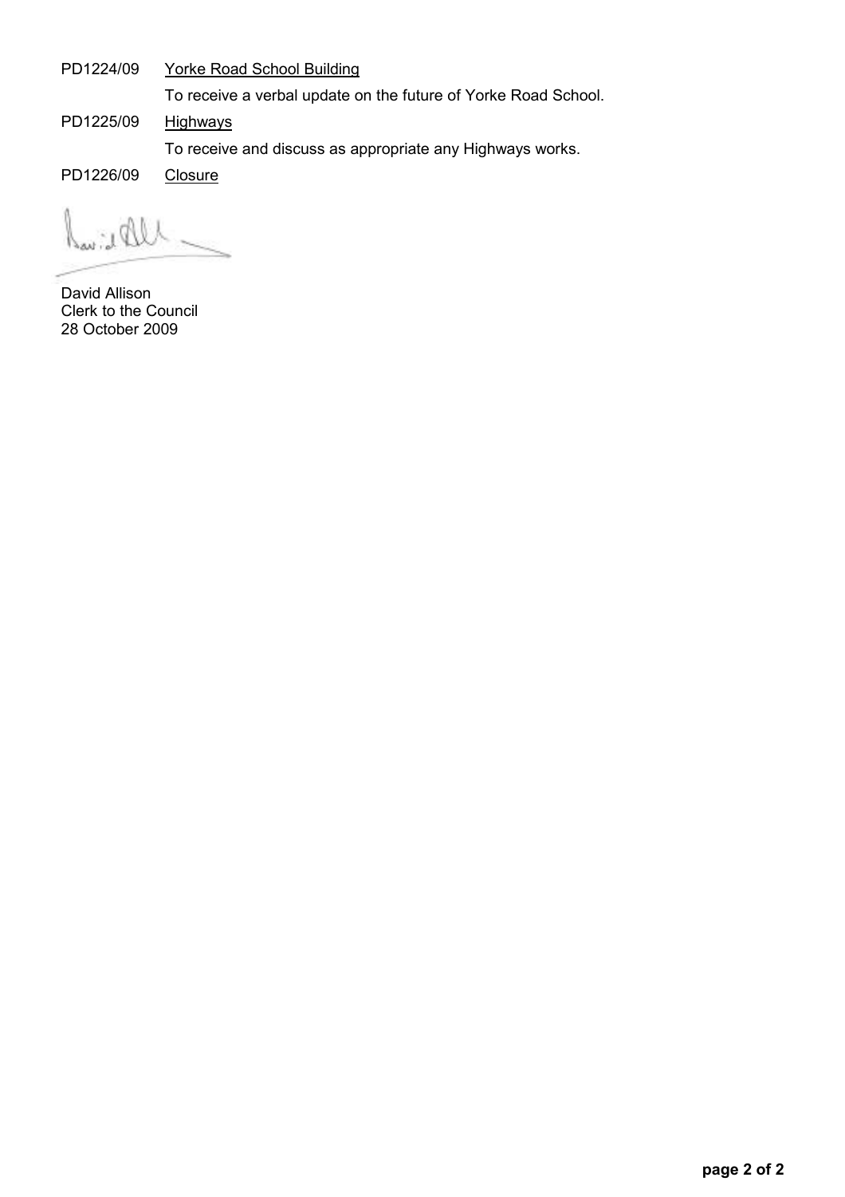PD1224/09 Yorke Road School Building

To receive a verbal update on the future of Yorke Road School.

PD1225/09 Highways

To receive and discuss as appropriate any Highways works.

PD1226/09 Closure

David Allison
Clerk to the Council
28 October 2009